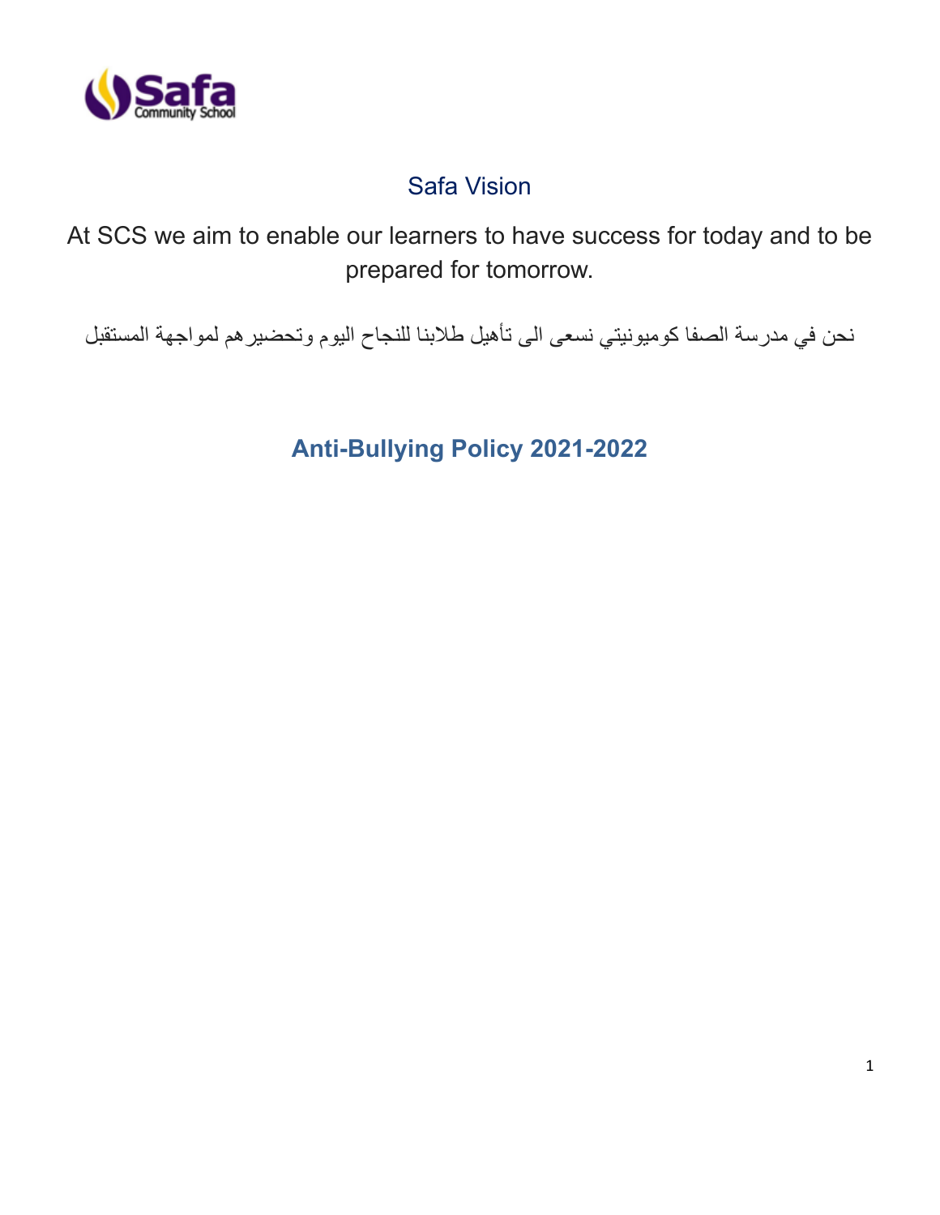## Safa Vision

At SCS we aim to enable our learners to have success for today and to be prepared for tomorrow.

نحن في مدرسة الصفا كوميونيتي نسعى الى تأهيل طلابنا للنجاح اليوم وتحضيرهم لمواجهة المستقبل

# Anti-Bullying Policy 2021-2022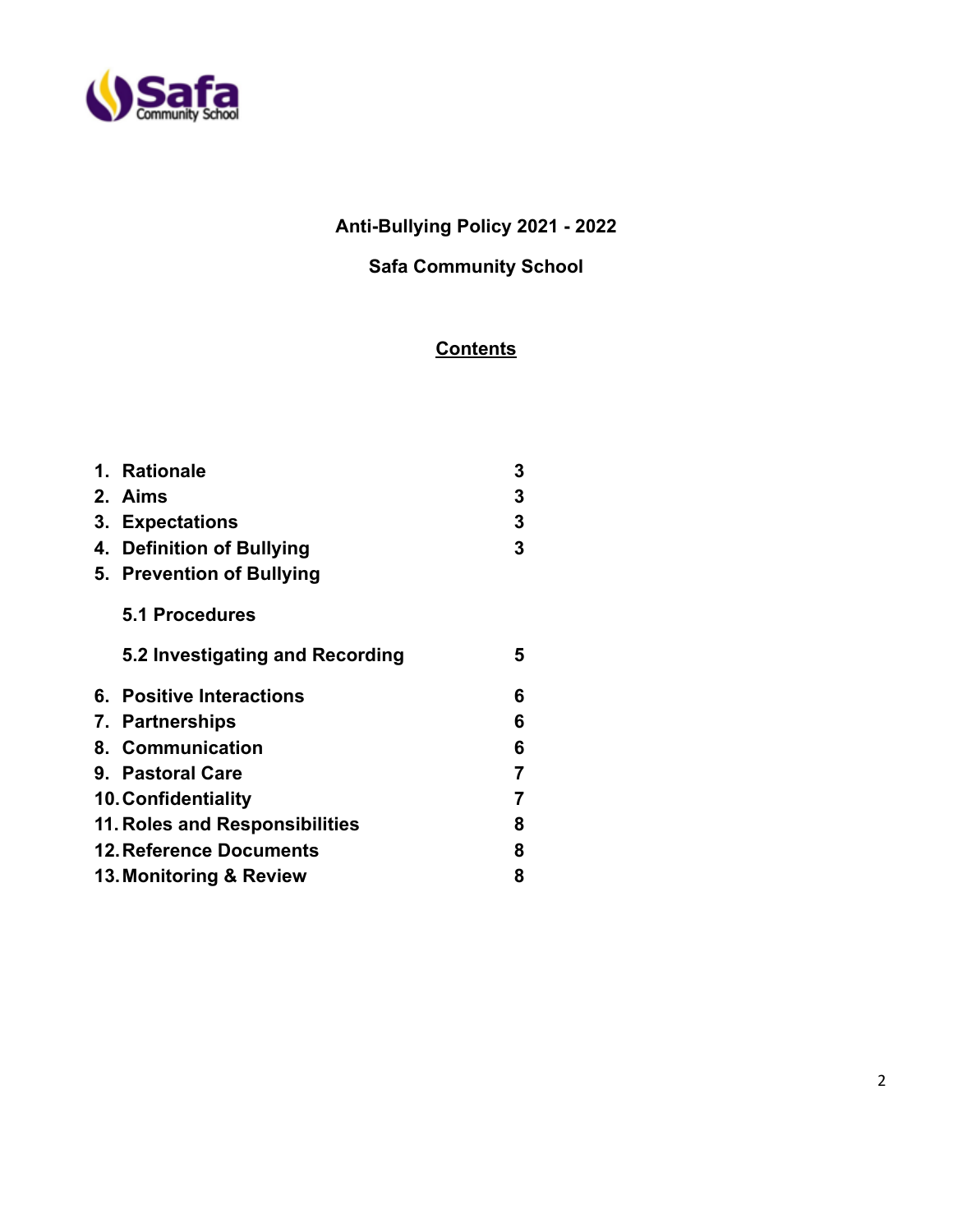**Anti-Bullying Policy 2021 - 2022**

**Safa Community School**

## <u>Contents</u>

| | |
|---|---|
| **1. Rationale** | **3** |
| **2. Aims** | **3** |
| **3. Expectations** | **3** |
| **4. Definition of Bullying** | **3** |
| **5. Prevention of Bullying** | |
| **5.1 Procedures** | |
| **5.2 Investigating and Recording** | **5** |
| **6. Positive Interactions** | **6** |
| **7. Partnerships** | **6** |
| **8. Communication** | **6** |
| **9. Pastoral Care** | **7** |
| **10. Confidentiality** | **7** |
| **11. Roles and Responsibilities** | **8** |
| **12. Reference Documents** | **8** |
| **13. Monitoring & Review** | **8** |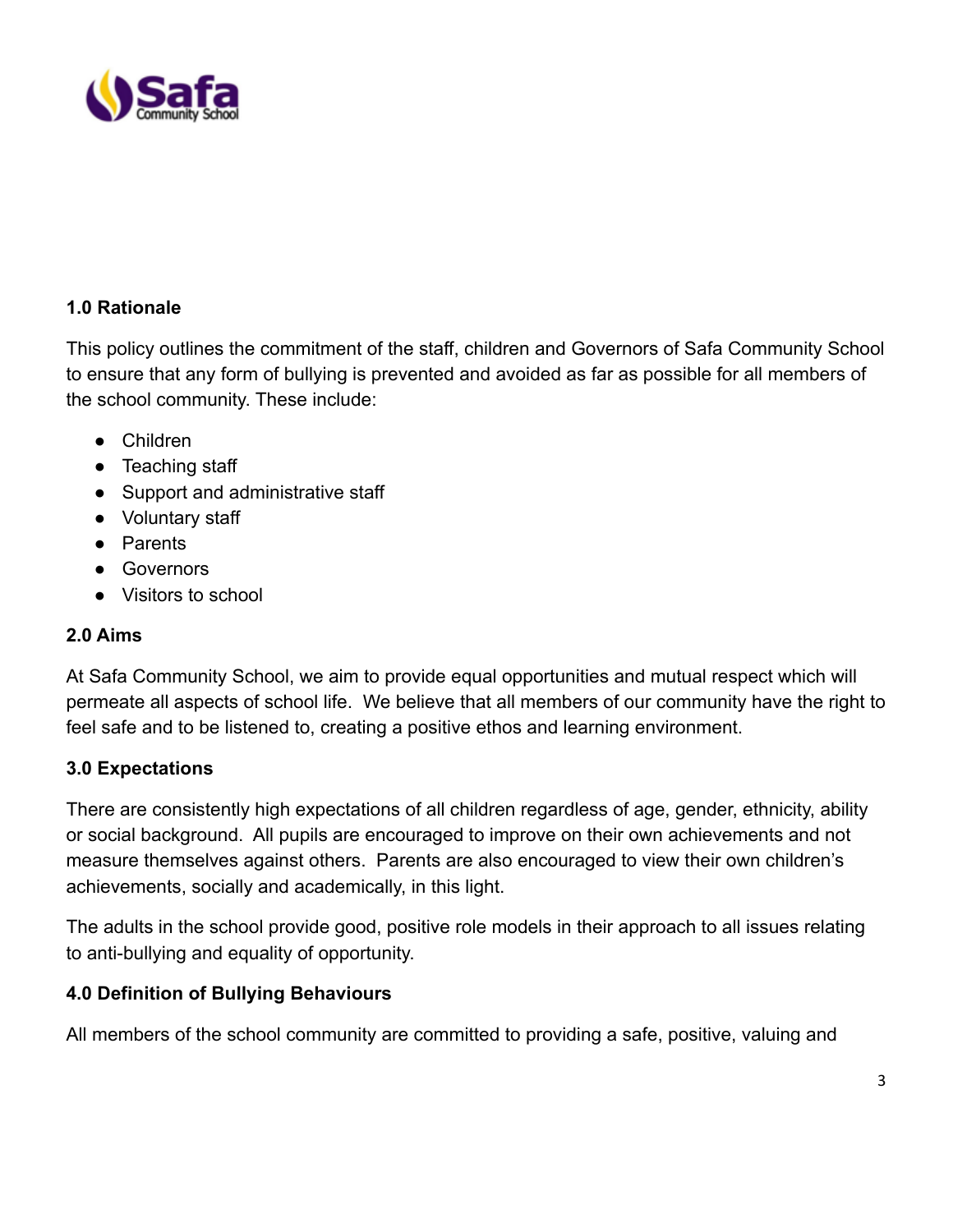## 1.0 Rationale

This policy outlines the commitment of the staff, children and Governors of Safa Community School to ensure that any form of bullying is prevented and avoided as far as possible for all members of the school community. These include:

- Children
- Teaching staff
- Support and administrative staff
- Voluntary staff
- Parents
- Governors
- Visitors to school

## 2.0 Aims

At Safa Community School, we aim to provide equal opportunities and mutual respect which will permeate all aspects of school life. We believe that all members of our community have the right to feel safe and to be listened to, creating a positive ethos and learning environment.

## 3.0 Expectations

There are consistently high expectations of all children regardless of age, gender, ethnicity, ability or social background. All pupils are encouraged to improve on their own achievements and not measure themselves against others. Parents are also encouraged to view their own children's achievements, socially and academically, in this light.

The adults in the school provide good, positive role models in their approach to all issues relating to anti-bullying and equality of opportunity.

## 4.0 Definition of Bullying Behaviours

All members of the school community are committed to providing a safe, positive, valuing and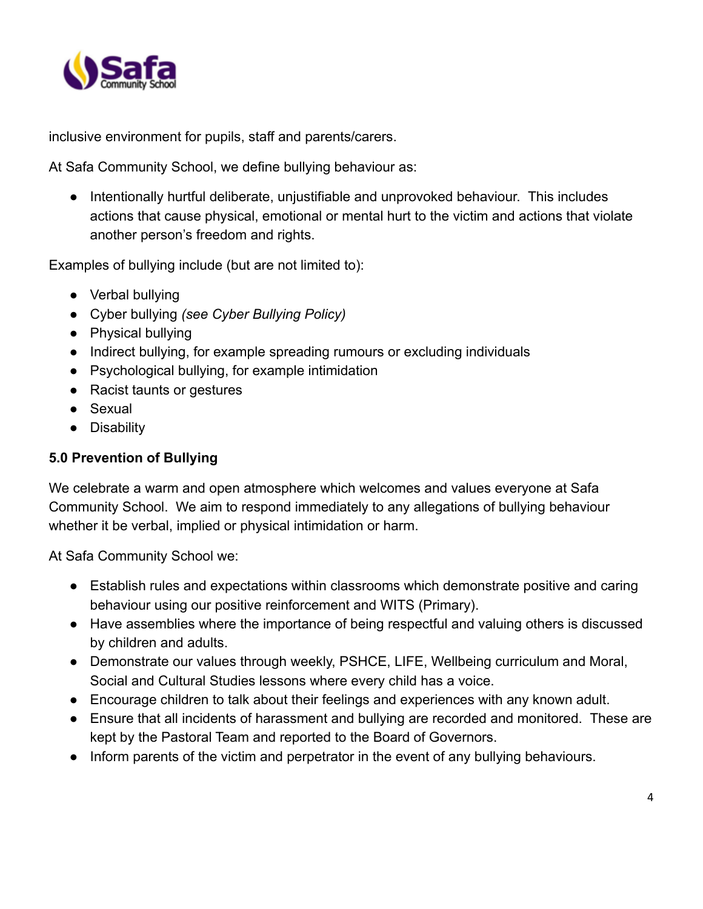inclusive environment for pupils, staff and parents/carers.

At Safa Community School, we define bullying behaviour as:

- Intentionally hurtful deliberate, unjustifiable and unprovoked behaviour. This includes actions that cause physical, emotional or mental hurt to the victim and actions that violate another person's freedom and rights.

Examples of bullying include (but are not limited to):

- Verbal bullying
- Cyber bullying *(see Cyber Bullying Policy)*
- Physical bullying
- Indirect bullying, for example spreading rumours or excluding individuals
- Psychological bullying, for example intimidation
- Racist taunts or gestures
- Sexual
- Disability

**5.0 Prevention of Bullying**

We celebrate a warm and open atmosphere which welcomes and values everyone at Safa Community School. We aim to respond immediately to any allegations of bullying behaviour whether it be verbal, implied or physical intimidation or harm.

At Safa Community School we:

- Establish rules and expectations within classrooms which demonstrate positive and caring behaviour using our positive reinforcement and WITS (Primary).
- Have assemblies where the importance of being respectful and valuing others is discussed by children and adults.
- Demonstrate our values through weekly, PSHCE, LIFE, Wellbeing curriculum and Moral, Social and Cultural Studies lessons where every child has a voice.
- Encourage children to talk about their feelings and experiences with any known adult.
- Ensure that all incidents of harassment and bullying are recorded and monitored. These are kept by the Pastoral Team and reported to the Board of Governors.
- Inform parents of the victim and perpetrator in the event of any bullying behaviours.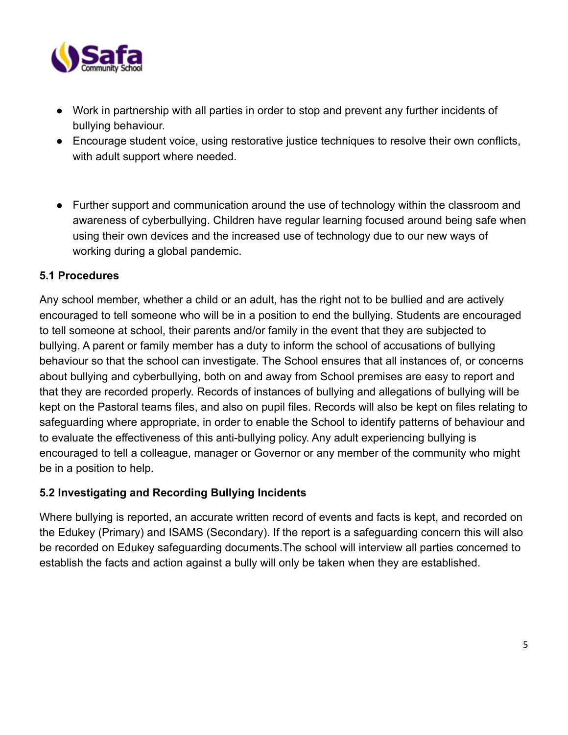- Work in partnership with all parties in order to stop and prevent any further incidents of bullying behaviour.
- Encourage student voice, using restorative justice techniques to resolve their own conflicts, with adult support where needed.

- Further support and communication around the use of technology within the classroom and awareness of cyberbullying. Children have regular learning focused around being safe when using their own devices and the increased use of technology due to our new ways of working during a global pandemic.

**5.1 Procedures**

Any school member, whether a child or an adult, has the right not to be bullied and are actively encouraged to tell someone who will be in a position to end the bullying. Students are encouraged to tell someone at school, their parents and/or family in the event that they are subjected to bullying. A parent or family member has a duty to inform the school of accusations of bullying behaviour so that the school can investigate. The School ensures that all instances of, or concerns about bullying and cyberbullying, both on and away from School premises are easy to report and that they are recorded properly. Records of instances of bullying and allegations of bullying will be kept on the Pastoral teams files, and also on pupil files. Records will also be kept on files relating to safeguarding where appropriate, in order to enable the School to identify patterns of behaviour and to evaluate the effectiveness of this anti-bullying policy. Any adult experiencing bullying is encouraged to tell a colleague, manager or Governor or any member of the community who might be in a position to help.

**5.2 Investigating and Recording Bullying Incidents**

Where bullying is reported, an accurate written record of events and facts is kept, and recorded on the Edukey (Primary) and ISAMS (Secondary). If the report is a safeguarding concern this will also be recorded on Edukey safeguarding documents.The school will interview all parties concerned to establish the facts and action against a bully will only be taken when they are established.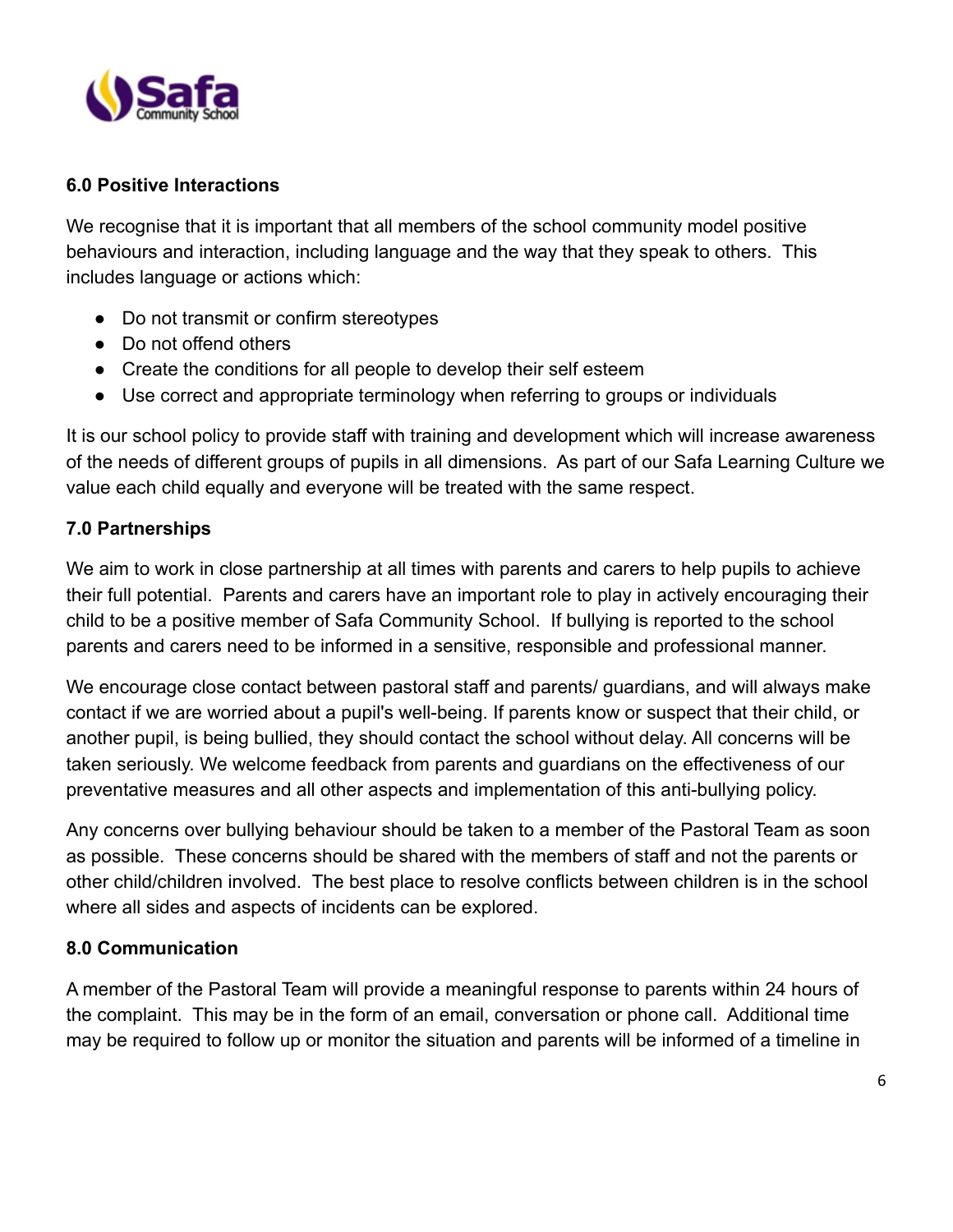**6.0 Positive Interactions**

We recognise that it is important that all members of the school community model positive behaviours and interaction, including language and the way that they speak to others. This includes language or actions which:

- Do not transmit or confirm stereotypes
- Do not offend others
- Create the conditions for all people to develop their self esteem
- Use correct and appropriate terminology when referring to groups or individuals

It is our school policy to provide staff with training and development which will increase awareness of the needs of different groups of pupils in all dimensions. As part of our Safa Learning Culture we value each child equally and everyone will be treated with the same respect.

**7.0 Partnerships**

We aim to work in close partnership at all times with parents and carers to help pupils to achieve their full potential. Parents and carers have an important role to play in actively encouraging their child to be a positive member of Safa Community School. If bullying is reported to the school parents and carers need to be informed in a sensitive, responsible and professional manner.

We encourage close contact between pastoral staff and parents/ guardians, and will always make contact if we are worried about a pupil's well-being. If parents know or suspect that their child, or another pupil, is being bullied, they should contact the school without delay. All concerns will be taken seriously. We welcome feedback from parents and guardians on the effectiveness of our preventative measures and all other aspects and implementation of this anti-bullying policy.

Any concerns over bullying behaviour should be taken to a member of the Pastoral Team as soon as possible. These concerns should be shared with the members of staff and not the parents or other child/children involved. The best place to resolve conflicts between children is in the school where all sides and aspects of incidents can be explored.

**8.0 Communication**

A member of the Pastoral Team will provide a meaningful response to parents within 24 hours of the complaint. This may be in the form of an email, conversation or phone call. Additional time may be required to follow up or monitor the situation and parents will be informed of a timeline in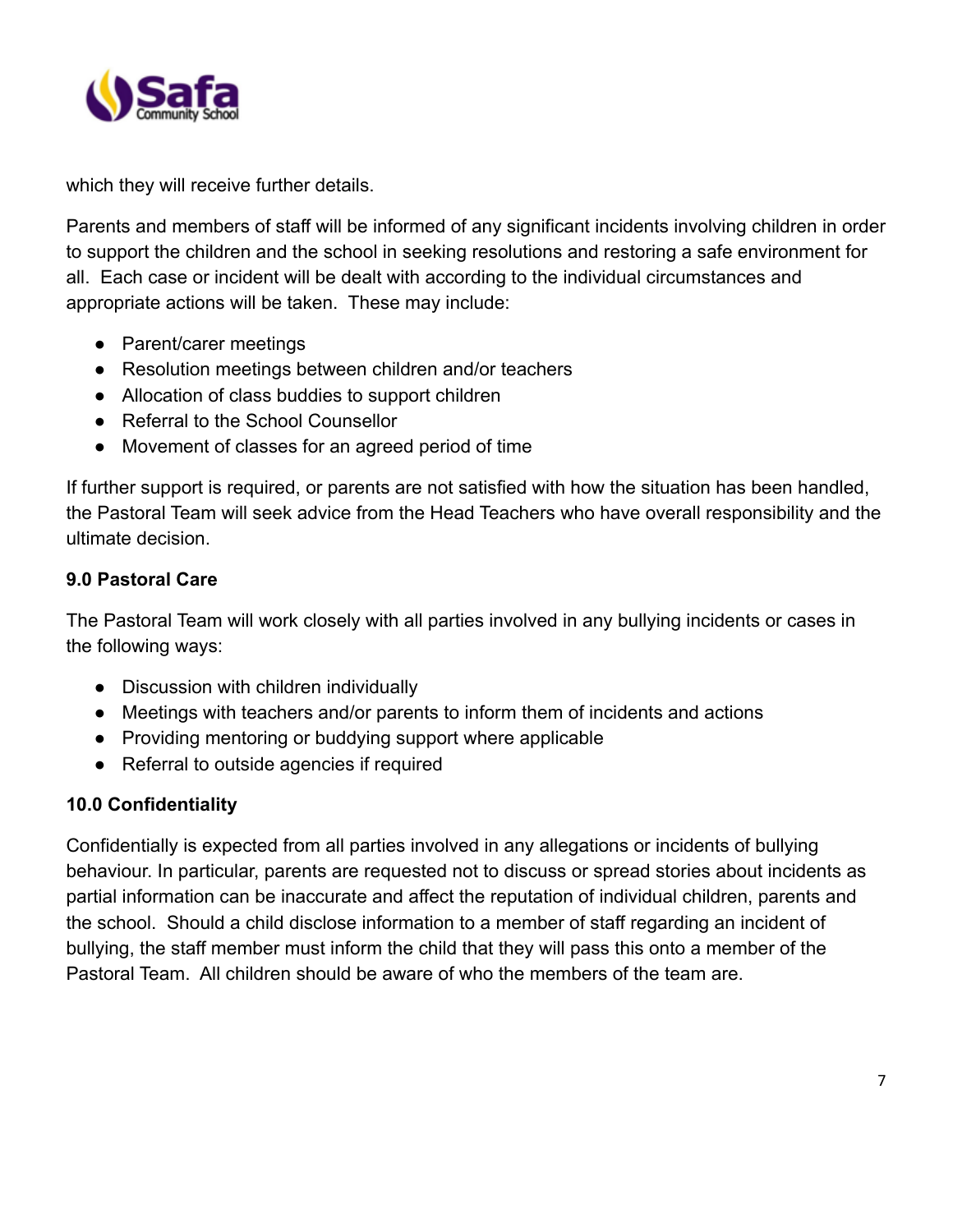which they will receive further details.

Parents and members of staff will be informed of any significant incidents involving children in order to support the children and the school in seeking resolutions and restoring a safe environment for all. Each case or incident will be dealt with according to the individual circumstances and appropriate actions will be taken. These may include:

- Parent/carer meetings
- Resolution meetings between children and/or teachers
- Allocation of class buddies to support children
- Referral to the School Counsellor
- Movement of classes for an agreed period of time

If further support is required, or parents are not satisfied with how the situation has been handled, the Pastoral Team will seek advice from the Head Teachers who have overall responsibility and the ultimate decision.

**9.0 Pastoral Care**

The Pastoral Team will work closely with all parties involved in any bullying incidents or cases in the following ways:

- Discussion with children individually
- Meetings with teachers and/or parents to inform them of incidents and actions
- Providing mentoring or buddying support where applicable
- Referral to outside agencies if required

**10.0 Confidentiality**

Confidentially is expected from all parties involved in any allegations or incidents of bullying behaviour. In particular, parents are requested not to discuss or spread stories about incidents as partial information can be inaccurate and affect the reputation of individual children, parents and the school. Should a child disclose information to a member of staff regarding an incident of bullying, the staff member must inform the child that they will pass this onto a member of the Pastoral Team. All children should be aware of who the members of the team are.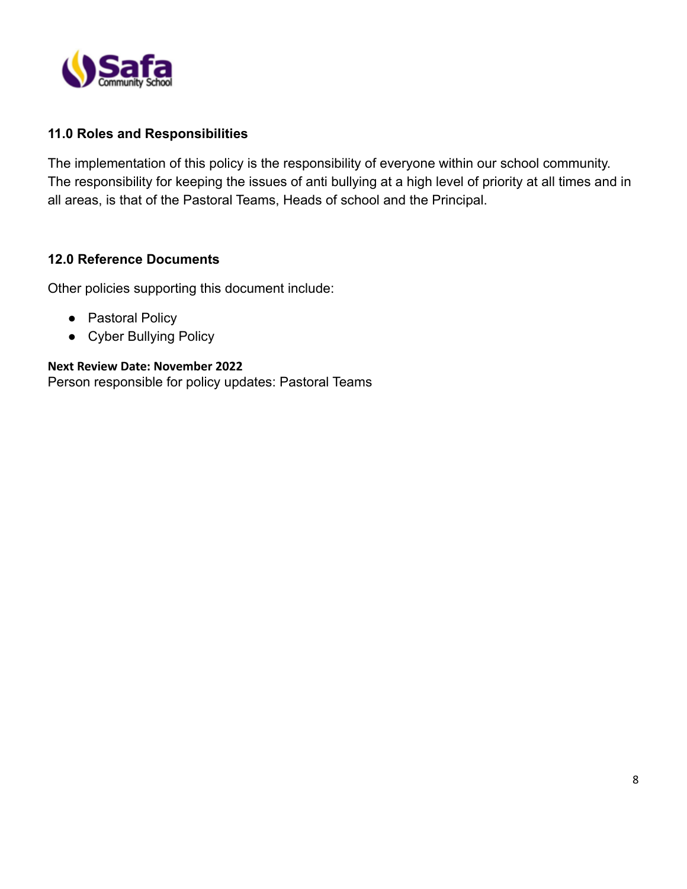## 11.0 Roles and Responsibilities

The implementation of this policy is the responsibility of everyone within our school community. The responsibility for keeping the issues of anti bullying at a high level of priority at all times and in all areas, is that of the Pastoral Teams, Heads of school and the Principal.

## 12.0 Reference Documents

Other policies supporting this document include:

- Pastoral Policy
- Cyber Bullying Policy

**Next Review Date: November 2022**
Person responsible for policy updates: Pastoral Teams